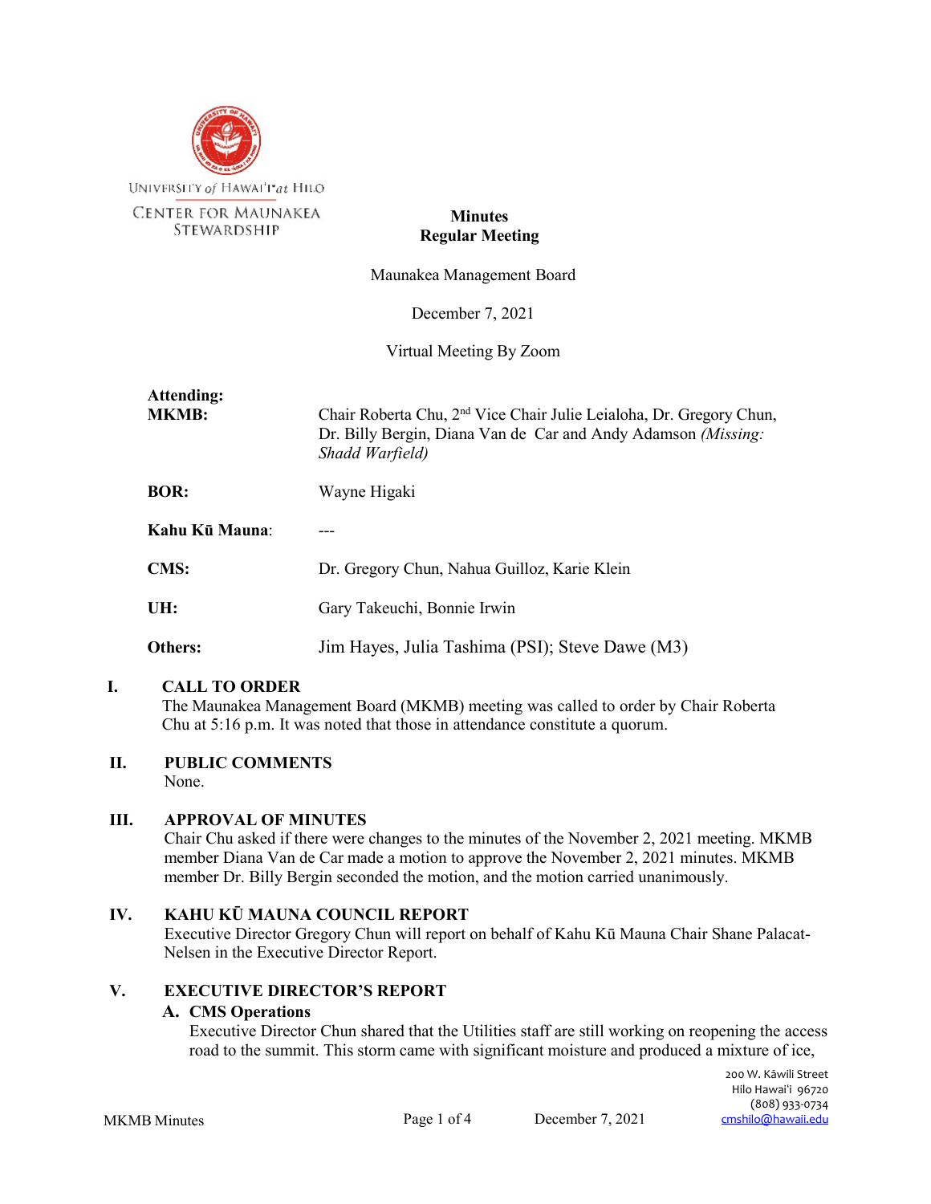UNIVERSITY of HAWAIʻI at HILO
CENTER FOR MAUNAKEA STEWARDSHIP

**Minutes**
**Regular Meeting**

Maunakea Management Board

December 7, 2021

Virtual Meeting By Zoom

**Attending:**

| | |
|---|---|
| **MKMB:** | Chair Roberta Chu, 2nd Vice Chair Julie Leialoha, Dr. Gregory Chun, Dr. Billy Bergin, Diana Van de Car and Andy Adamson *(Missing: Shadd Warfield)* |
| **BOR:** | Wayne Higaki |
| **Kahu Kū Mauna**: | --- |
| **CMS:** | Dr. Gregory Chun, Nahua Guilloz, Karie Klein |
| **UH:** | Gary Takeuchi, Bonnie Irwin |
| **Others:** | Jim Hayes, Julia Tashima (PSI); Steve Dawe (M3) |

## I. CALL TO ORDER

The Maunakea Management Board (MKMB) meeting was called to order by Chair Roberta Chu at 5:16 p.m. It was noted that those in attendance constitute a quorum.

## II. PUBLIC COMMENTS

None.

## III. APPROVAL OF MINUTES

Chair Chu asked if there were changes to the minutes of the November 2, 2021 meeting. MKMB member Diana Van de Car made a motion to approve the November 2, 2021 minutes. MKMB member Dr. Billy Bergin seconded the motion, and the motion carried unanimously.

## IV. KAHU KŪ MAUNA COUNCIL REPORT

Executive Director Gregory Chun will report on behalf of Kahu Kū Mauna Chair Shane Palacat-Nelsen in the Executive Director Report.

## V. EXECUTIVE DIRECTOR'S REPORT

### A. CMS Operations

Executive Director Chun shared that the Utilities staff are still working on reopening the access road to the summit. This storm came with significant moisture and produced a mixture of ice,

200 W. Kāwili Street
Hilo Hawai'i 96720
(808) 933-0734
cmshilo@hawaii.edu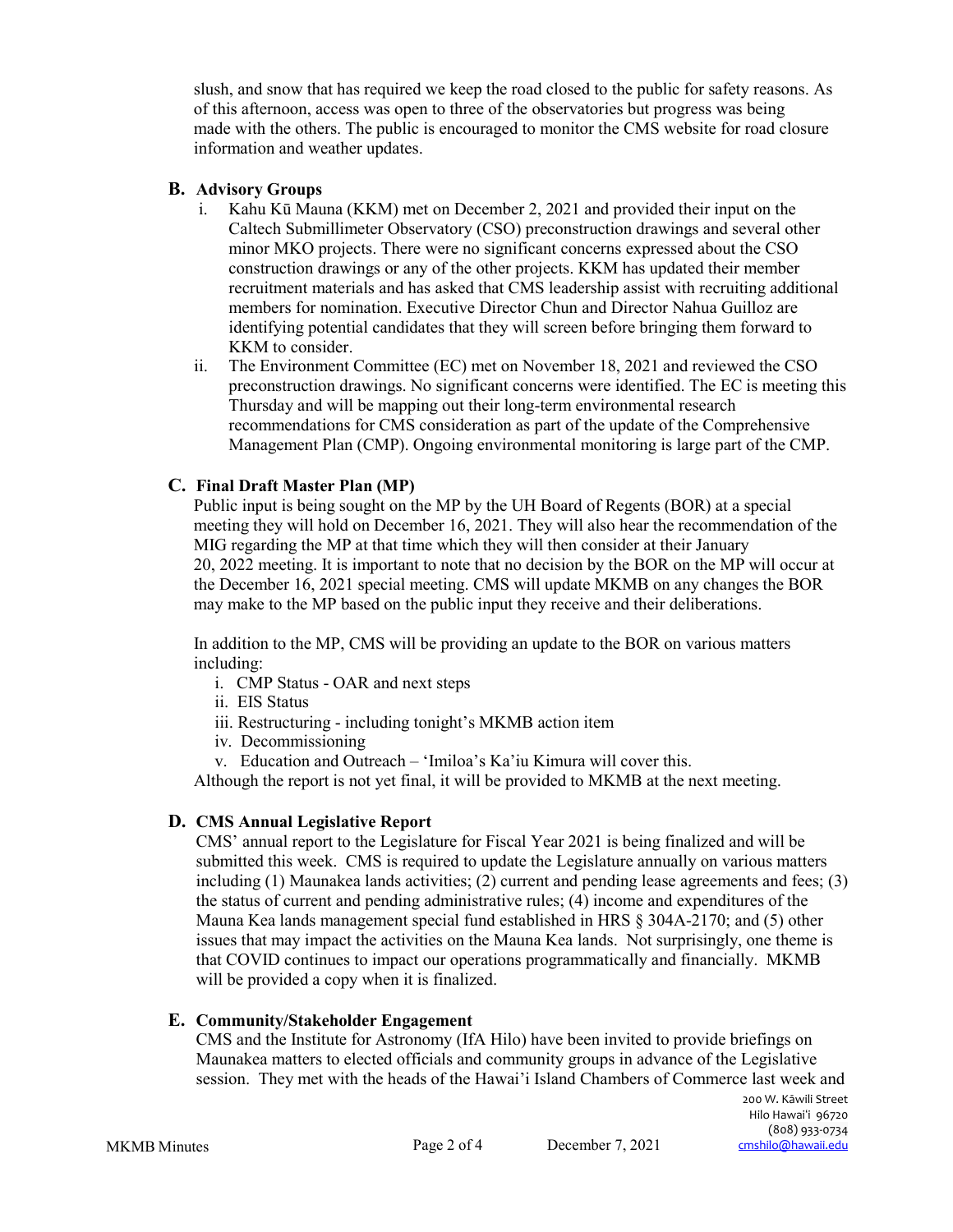slush, and snow that has required we keep the road closed to the public for safety reasons. As of this afternoon, access was open to three of the observatories but progress was being made with the others. The public is encouraged to monitor the CMS website for road closure information and weather updates.

### B. Advisory Groups

i. Kahu Kū Mauna (KKM) met on December 2, 2021 and provided their input on the Caltech Submillimeter Observatory (CSO) preconstruction drawings and several other minor MKO projects. There were no significant concerns expressed about the CSO construction drawings or any of the other projects. KKM has updated their member recruitment materials and has asked that CMS leadership assist with recruiting additional members for nomination. Executive Director Chun and Director Nahua Guilloz are identifying potential candidates that they will screen before bringing them forward to KKM to consider.

ii. The Environment Committee (EC) met on November 18, 2021 and reviewed the CSO preconstruction drawings. No significant concerns were identified. The EC is meeting this Thursday and will be mapping out their long-term environmental research recommendations for CMS consideration as part of the update of the Comprehensive Management Plan (CMP). Ongoing environmental monitoring is large part of the CMP.

### C. Final Draft Master Plan (MP)

Public input is being sought on the MP by the UH Board of Regents (BOR) at a special meeting they will hold on December 16, 2021. They will also hear the recommendation of the MIG regarding the MP at that time which they will then consider at their January 20, 2022 meeting. It is important to note that no decision by the BOR on the MP will occur at the December 16, 2021 special meeting. CMS will update MKMB on any changes the BOR may make to the MP based on the public input they receive and their deliberations.

In addition to the MP, CMS will be providing an update to the BOR on various matters including:

i. CMP Status - OAR and next steps
ii. EIS Status
iii. Restructuring - including tonight's MKMB action item
iv. Decommissioning
v. Education and Outreach – 'Imiloa's Ka'iu Kimura will cover this.

Although the report is not yet final, it will be provided to MKMB at the next meeting.

### D. CMS Annual Legislative Report

CMS' annual report to the Legislature for Fiscal Year 2021 is being finalized and will be submitted this week. CMS is required to update the Legislature annually on various matters including (1) Maunakea lands activities; (2) current and pending lease agreements and fees; (3) the status of current and pending administrative rules; (4) income and expenditures of the Mauna Kea lands management special fund established in HRS § 304A-2170; and (5) other issues that may impact the activities on the Mauna Kea lands. Not surprisingly, one theme is that COVID continues to impact our operations programmatically and financially. MKMB will be provided a copy when it is finalized.

### E. Community/Stakeholder Engagement

CMS and the Institute for Astronomy (IfA Hilo) have been invited to provide briefings on Maunakea matters to elected officials and community groups in advance of the Legislative session. They met with the heads of the Hawai'i Island Chambers of Commerce last week and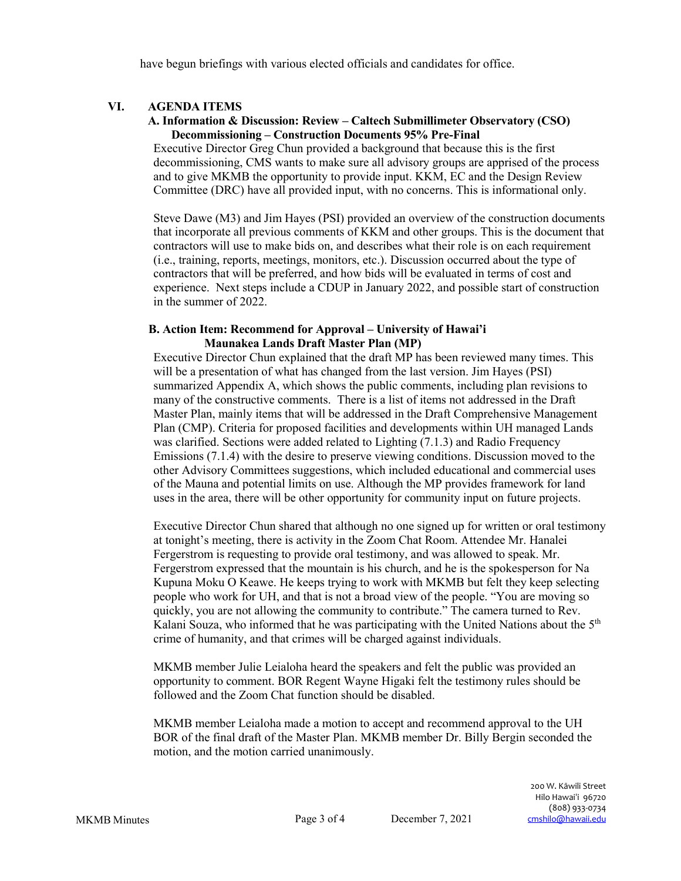have begun briefings with various elected officials and candidates for office.

## VI. AGENDA ITEMS

### A. Information & Discussion: Review – Caltech Submillimeter Observatory (CSO) Decommissioning – Construction Documents 95% Pre-Final

Executive Director Greg Chun provided a background that because this is the first decommissioning, CMS wants to make sure all advisory groups are apprised of the process and to give MKMB the opportunity to provide input. KKM, EC and the Design Review Committee (DRC) have all provided input, with no concerns. This is informational only.

Steve Dawe (M3) and Jim Hayes (PSI) provided an overview of the construction documents that incorporate all previous comments of KKM and other groups. This is the document that contractors will use to make bids on, and describes what their role is on each requirement (i.e., training, reports, meetings, monitors, etc.). Discussion occurred about the type of contractors that will be preferred, and how bids will be evaluated in terms of cost and experience. Next steps include a CDUP in January 2022, and possible start of construction in the summer of 2022.

### B. Action Item: Recommend for Approval – University of Hawai'i Maunakea Lands Draft Master Plan (MP)

Executive Director Chun explained that the draft MP has been reviewed many times. This will be a presentation of what has changed from the last version. Jim Hayes (PSI) summarized Appendix A, which shows the public comments, including plan revisions to many of the constructive comments. There is a list of items not addressed in the Draft Master Plan, mainly items that will be addressed in the Draft Comprehensive Management Plan (CMP). Criteria for proposed facilities and developments within UH managed Lands was clarified. Sections were added related to Lighting (7.1.3) and Radio Frequency Emissions (7.1.4) with the desire to preserve viewing conditions. Discussion moved to the other Advisory Committees suggestions, which included educational and commercial uses of the Mauna and potential limits on use. Although the MP provides framework for land uses in the area, there will be other opportunity for community input on future projects.

Executive Director Chun shared that although no one signed up for written or oral testimony at tonight's meeting, there is activity in the Zoom Chat Room. Attendee Mr. Hanalei Fergerstrom is requesting to provide oral testimony, and was allowed to speak. Mr. Fergerstrom expressed that the mountain is his church, and he is the spokesperson for Na Kupuna Moku O Keawe. He keeps trying to work with MKMB but felt they keep selecting people who work for UH, and that is not a broad view of the people. "You are moving so quickly, you are not allowing the community to contribute." The camera turned to Rev. Kalani Souza, who informed that he was participating with the United Nations about the 5th crime of humanity, and that crimes will be charged against individuals.

MKMB member Julie Leialoha heard the speakers and felt the public was provided an opportunity to comment. BOR Regent Wayne Higaki felt the testimony rules should be followed and the Zoom Chat function should be disabled.

MKMB member Leialoha made a motion to accept and recommend approval to the UH BOR of the final draft of the Master Plan. MKMB member Dr. Billy Bergin seconded the motion, and the motion carried unanimously.

200 W. Kāwili Street
Hilo Hawai'i 96720
(808) 933-0734
cmshilo@hawaii.edu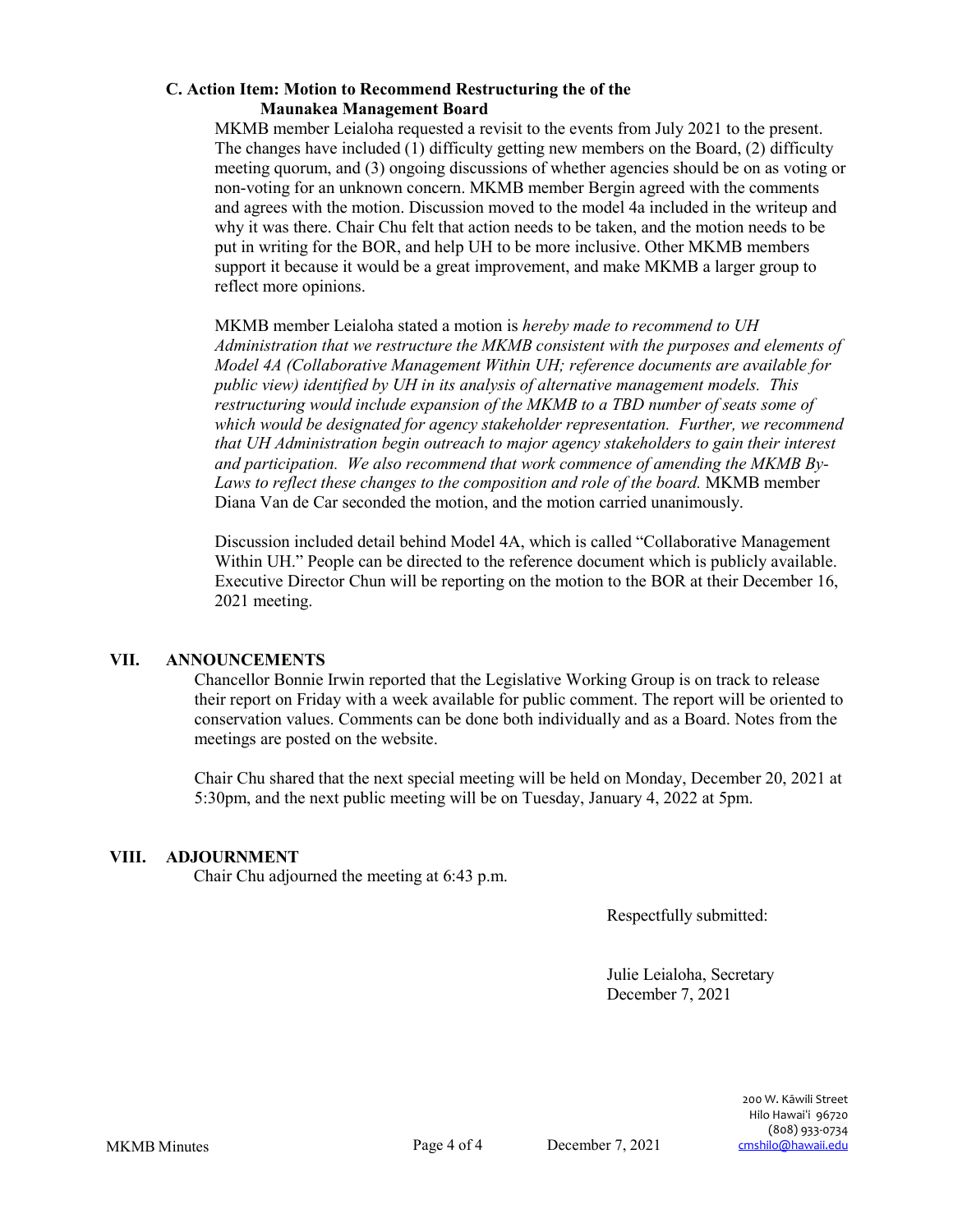### C. Action Item: Motion to Recommend Restructuring the of the Maunakea Management Board

MKMB member Leialoha requested a revisit to the events from July 2021 to the present. The changes have included (1) difficulty getting new members on the Board, (2) difficulty meeting quorum, and (3) ongoing discussions of whether agencies should be on as voting or non-voting for an unknown concern. MKMB member Bergin agreed with the comments and agrees with the motion. Discussion moved to the model 4a included in the writeup and why it was there. Chair Chu felt that action needs to be taken, and the motion needs to be put in writing for the BOR, and help UH to be more inclusive. Other MKMB members support it because it would be a great improvement, and make MKMB a larger group to reflect more opinions.

MKMB member Leialoha stated a motion is *hereby made to recommend to UH Administration that we restructure the MKMB consistent with the purposes and elements of Model 4A (Collaborative Management Within UH; reference documents are available for public view) identified by UH in its analysis of alternative management models. This restructuring would include expansion of the MKMB to a TBD number of seats some of which would be designated for agency stakeholder representation. Further, we recommend that UH Administration begin outreach to major agency stakeholders to gain their interest and participation. We also recommend that work commence of amending the MKMB By-Laws to reflect these changes to the composition and role of the board.* MKMB member Diana Van de Car seconded the motion, and the motion carried unanimously.

Discussion included detail behind Model 4A, which is called "Collaborative Management Within UH." People can be directed to the reference document which is publicly available. Executive Director Chun will be reporting on the motion to the BOR at their December 16, 2021 meeting.

## VII. ANNOUNCEMENTS

Chancellor Bonnie Irwin reported that the Legislative Working Group is on track to release their report on Friday with a week available for public comment. The report will be oriented to conservation values. Comments can be done both individually and as a Board. Notes from the meetings are posted on the website.

Chair Chu shared that the next special meeting will be held on Monday, December 20, 2021 at 5:30pm, and the next public meeting will be on Tuesday, January 4, 2022 at 5pm.

## VIII. ADJOURNMENT

Chair Chu adjourned the meeting at 6:43 p.m.

Respectfully submitted:

Julie Leialoha, Secretary
December 7, 2021

200 W. Kāwili Street
Hilo Hawai'i 96720
(808) 933-0734
cmshilo@hawaii.edu